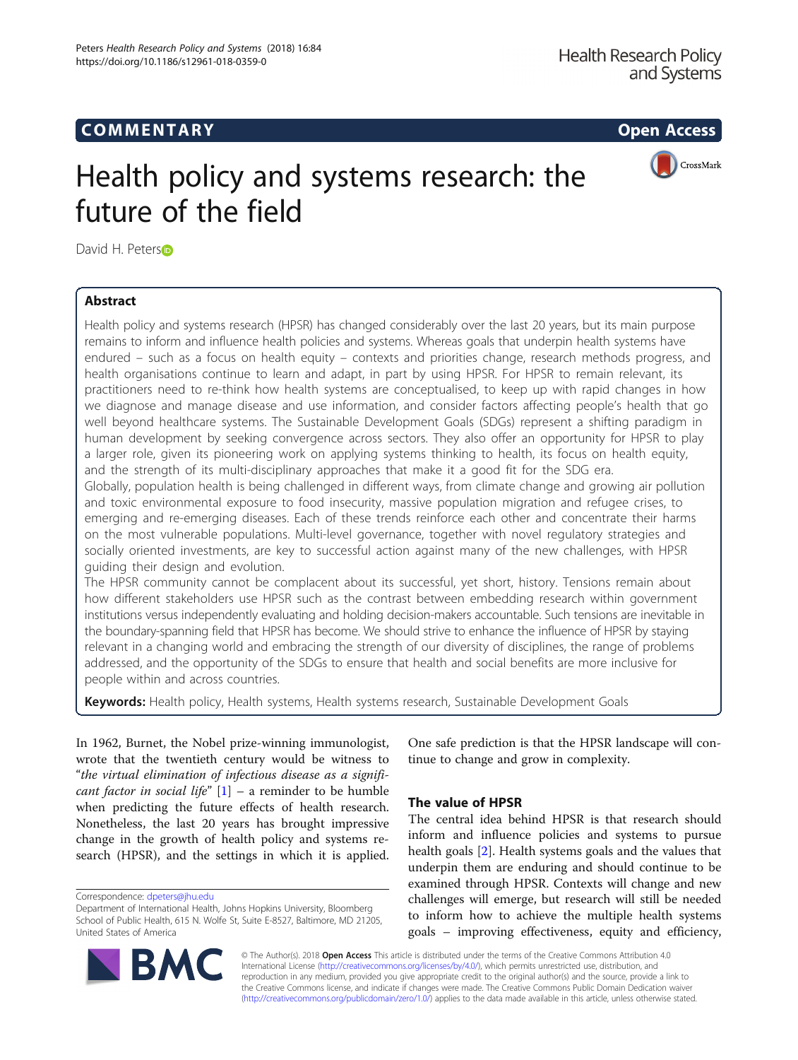COMMENTARY

Open Access

# Health policy and systems research: the future of the field

David H. Peters

## Abstract

Health policy and systems research (HPSR) has changed considerably over the last 20 years, but its main purpose remains to inform and influence health policies and systems. Whereas goals that underpin health systems have endured – such as a focus on health equity – contexts and priorities change, research methods progress, and health organisations continue to learn and adapt, in part by using HPSR. For HPSR to remain relevant, its practitioners need to re-think how health systems are conceptualised, to keep up with rapid changes in how we diagnose and manage disease and use information, and consider factors affecting people's health that go well beyond healthcare systems. The Sustainable Development Goals (SDGs) represent a shifting paradigm in human development by seeking convergence across sectors. They also offer an opportunity for HPSR to play a larger role, given its pioneering work on applying systems thinking to health, its focus on health equity, and the strength of its multi-disciplinary approaches that make it a good fit for the SDG era.

Globally, population health is being challenged in different ways, from climate change and growing air pollution and toxic environmental exposure to food insecurity, massive population migration and refugee crises, to emerging and re-emerging diseases. Each of these trends reinforce each other and concentrate their harms on the most vulnerable populations. Multi-level governance, together with novel regulatory strategies and socially oriented investments, are key to successful action against many of the new challenges, with HPSR guiding their design and evolution.

The HPSR community cannot be complacent about its successful, yet short, history. Tensions remain about how different stakeholders use HPSR such as the contrast between embedding research within government institutions versus independently evaluating and holding decision-makers accountable. Such tensions are inevitable in the boundary-spanning field that HPSR has become. We should strive to enhance the influence of HPSR by staying relevant in a changing world and embracing the strength of our diversity of disciplines, the range of problems addressed, and the opportunity of the SDGs to ensure that health and social benefits are more inclusive for people within and across countries.

**Keywords:** Health policy, Health systems, Health systems research, Sustainable Development Goals

In 1962, Burnet, the Nobel prize-winning immunologist, wrote that the twentieth century would be witness to "*the virtual elimination of infectious disease as a significant factor in social life*" [1] – a reminder to be humble when predicting the future effects of health research. Nonetheless, the last 20 years has brought impressive change in the growth of health policy and systems research (HPSR), and the settings in which it is applied. One safe prediction is that the HPSR landscape will continue to change and grow in complexity.

## The value of HPSR

The central idea behind HPSR is that research should inform and influence policies and systems to pursue health goals [2]. Health systems goals and the values that underpin them are enduring and should continue to be examined through HPSR. Contexts will change and new challenges will emerge, but research will still be needed to inform how to achieve the multiple health systems goals – improving effectiveness, equity and efficiency,

Correspondence: dpeters@jhu.edu

Department of International Health, Johns Hopkins University, Bloomberg School of Public Health, 615 N. Wolfe St, Suite E-8527, Baltimore, MD 21205, United States of America

© The Author(s). 2018 **Open Access** This article is distributed under the terms of the Creative Commons Attribution 4.0 International License (http://creativecommons.org/licenses/by/4.0/), which permits unrestricted use, distribution, and reproduction in any medium, provided you give appropriate credit to the original author(s) and the source, provide a link to the Creative Commons license, and indicate if changes were made. The Creative Commons Public Domain Dedication waiver (http://creativecommons.org/publicdomain/zero/1.0/) applies to the data made available in this article, unless otherwise stated.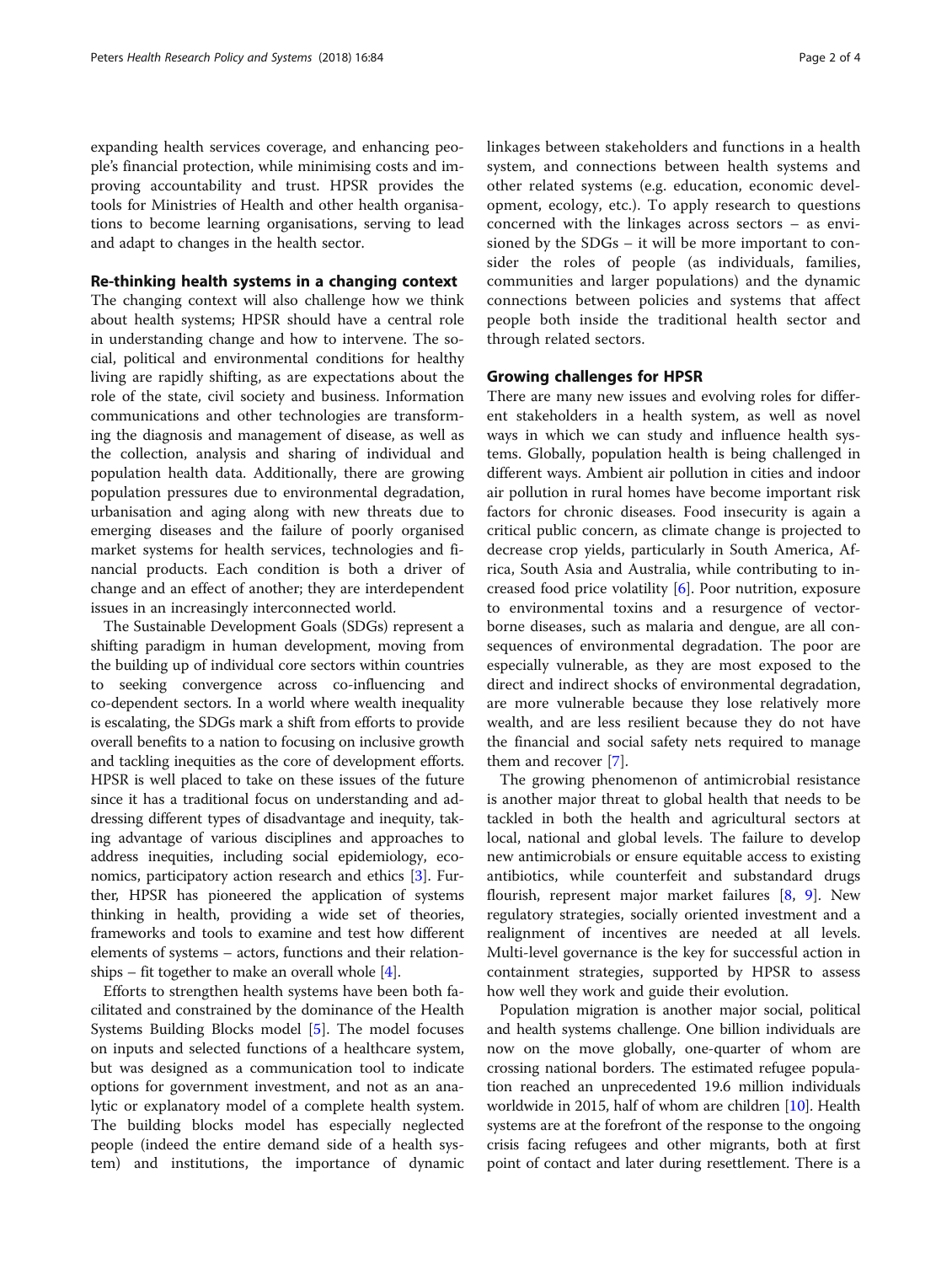expanding health services coverage, and enhancing people's financial protection, while minimising costs and improving accountability and trust. HPSR provides the tools for Ministries of Health and other health organisations to become learning organisations, serving to lead and adapt to changes in the health sector.

## Re-thinking health systems in a changing context

The changing context will also challenge how we think about health systems; HPSR should have a central role in understanding change and how to intervene. The social, political and environmental conditions for healthy living are rapidly shifting, as are expectations about the role of the state, civil society and business. Information communications and other technologies are transforming the diagnosis and management of disease, as well as the collection, analysis and sharing of individual and population health data. Additionally, there are growing population pressures due to environmental degradation, urbanisation and aging along with new threats due to emerging diseases and the failure of poorly organised market systems for health services, technologies and financial products. Each condition is both a driver of change and an effect of another; they are interdependent issues in an increasingly interconnected world.

The Sustainable Development Goals (SDGs) represent a shifting paradigm in human development, moving from the building up of individual core sectors within countries to seeking convergence across co-influencing and co-dependent sectors. In a world where wealth inequality is escalating, the SDGs mark a shift from efforts to provide overall benefits to a nation to focusing on inclusive growth and tackling inequities as the core of development efforts. HPSR is well placed to take on these issues of the future since it has a traditional focus on understanding and addressing different types of disadvantage and inequity, taking advantage of various disciplines and approaches to address inequities, including social epidemiology, economics, participatory action research and ethics [3]. Further, HPSR has pioneered the application of systems thinking in health, providing a wide set of theories, frameworks and tools to examine and test how different elements of systems – actors, functions and their relationships – fit together to make an overall whole [4].

Efforts to strengthen health systems have been both facilitated and constrained by the dominance of the Health Systems Building Blocks model [5]. The model focuses on inputs and selected functions of a healthcare system, but was designed as a communication tool to indicate options for government investment, and not as an analytic or explanatory model of a complete health system. The building blocks model has especially neglected people (indeed the entire demand side of a health system) and institutions, the importance of dynamic linkages between stakeholders and functions in a health system, and connections between health systems and other related systems (e.g. education, economic development, ecology, etc.). To apply research to questions concerned with the linkages across sectors – as envisioned by the SDGs – it will be more important to consider the roles of people (as individuals, families, communities and larger populations) and the dynamic connections between policies and systems that affect people both inside the traditional health sector and through related sectors.

## Growing challenges for HPSR

There are many new issues and evolving roles for different stakeholders in a health system, as well as novel ways in which we can study and influence health systems. Globally, population health is being challenged in different ways. Ambient air pollution in cities and indoor air pollution in rural homes have become important risk factors for chronic diseases. Food insecurity is again a critical public concern, as climate change is projected to decrease crop yields, particularly in South America, Africa, South Asia and Australia, while contributing to increased food price volatility [6]. Poor nutrition, exposure to environmental toxins and a resurgence of vector-borne diseases, such as malaria and dengue, are all consequences of environmental degradation. The poor are especially vulnerable, as they are most exposed to the direct and indirect shocks of environmental degradation, are more vulnerable because they lose relatively more wealth, and are less resilient because they do not have the financial and social safety nets required to manage them and recover [7].

The growing phenomenon of antimicrobial resistance is another major threat to global health that needs to be tackled in both the health and agricultural sectors at local, national and global levels. The failure to develop new antimicrobials or ensure equitable access to existing antibiotics, while counterfeit and substandard drugs flourish, represent major market failures [8, 9]. New regulatory strategies, socially oriented investment and a realignment of incentives are needed at all levels. Multi-level governance is the key for successful action in containment strategies, supported by HPSR to assess how well they work and guide their evolution.

Population migration is another major social, political and health systems challenge. One billion individuals are now on the move globally, one-quarter of whom are crossing national borders. The estimated refugee population reached an unprecedented 19.6 million individuals worldwide in 2015, half of whom are children [10]. Health systems are at the forefront of the response to the ongoing crisis facing refugees and other migrants, both at first point of contact and later during resettlement. There is a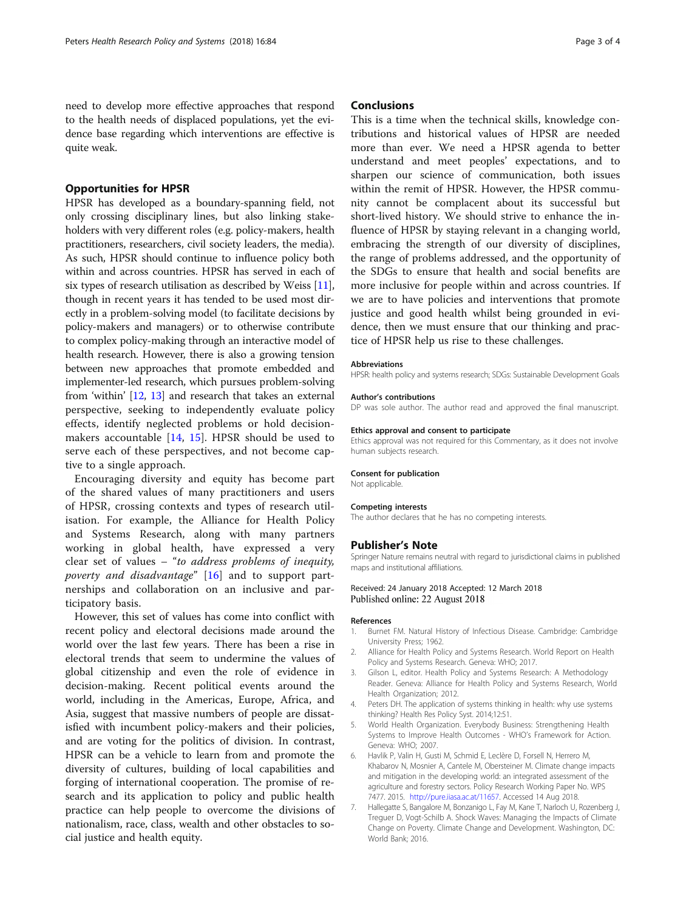need to develop more effective approaches that respond to the health needs of displaced populations, yet the evidence base regarding which interventions are effective is quite weak.

## Opportunities for HPSR

HPSR has developed as a boundary-spanning field, not only crossing disciplinary lines, but also linking stakeholders with very different roles (e.g. policy-makers, health practitioners, researchers, civil society leaders, the media). As such, HPSR should continue to influence policy both within and across countries. HPSR has served in each of six types of research utilisation as described by Weiss [11], though in recent years it has tended to be used most directly in a problem-solving model (to facilitate decisions by policy-makers and managers) or to otherwise contribute to complex policy-making through an interactive model of health research. However, there is also a growing tension between new approaches that promote embedded and implementer-led research, which pursues problem-solving from 'within' [12, 13] and research that takes an external perspective, seeking to independently evaluate policy effects, identify neglected problems or hold decision-makers accountable [14, 15]. HPSR should be used to serve each of these perspectives, and not become captive to a single approach.

Encouraging diversity and equity has become part of the shared values of many practitioners and users of HPSR, crossing contexts and types of research utilisation. For example, the Alliance for Health Policy and Systems Research, along with many partners working in global health, have expressed a very clear set of values – "*to address problems of inequity, poverty and disadvantage*" [16] and to support partnerships and collaboration on an inclusive and participatory basis.

However, this set of values has come into conflict with recent policy and electoral decisions made around the world over the last few years. There has been a rise in electoral trends that seem to undermine the values of global citizenship and even the role of evidence in decision-making. Recent political events around the world, including in the Americas, Europe, Africa, and Asia, suggest that massive numbers of people are dissatisfied with incumbent policy-makers and their policies, and are voting for the politics of division. In contrast, HPSR can be a vehicle to learn from and promote the diversity of cultures, building of local capabilities and forging of international cooperation. The promise of research and its application to policy and public health practice can help people to overcome the divisions of nationalism, race, class, wealth and other obstacles to social justice and health equity.

## Conclusions

This is a time when the technical skills, knowledge contributions and historical values of HPSR are needed more than ever. We need a HPSR agenda to better understand and meet peoples' expectations, and to sharpen our science of communication, both issues within the remit of HPSR. However, the HPSR community cannot be complacent about its successful but short-lived history. We should strive to enhance the influence of HPSR by staying relevant in a changing world, embracing the strength of our diversity of disciplines, the range of problems addressed, and the opportunity of the SDGs to ensure that health and social benefits are more inclusive for people within and across countries. If we are to have policies and interventions that promote justice and good health whilst being grounded in evidence, then we must ensure that our thinking and practice of HPSR help us rise to these challenges.

#### Abbreviations

HPSR: health policy and systems research; SDGs: Sustainable Development Goals

#### Author's contributions

DP was sole author. The author read and approved the final manuscript.

#### Ethics approval and consent to participate

Ethics approval was not required for this Commentary, as it does not involve human subjects research.

#### Consent for publication

Not applicable.

#### Competing interests

The author declares that he has no competing interests.

### Publisher's Note

Springer Nature remains neutral with regard to jurisdictional claims in published maps and institutional affiliations.

Received: 24 January 2018 Accepted: 12 March 2018
Published online: 22 August 2018

#### References

1. Burnet FM. Natural History of Infectious Disease. Cambridge: Cambridge University Press; 1962.
2. Alliance for Health Policy and Systems Research. World Report on Health Policy and Systems Research. Geneva: WHO; 2017.
3. Gilson L, editor. Health Policy and Systems Research: A Methodology Reader. Geneva: Alliance for Health Policy and Systems Research, World Health Organization; 2012.
4. Peters DH. The application of systems thinking in health: why use systems thinking? Health Res Policy Syst. 2014;12:51.
5. World Health Organization. Everybody Business: Strengthening Health Systems to Improve Health Outcomes - WHO's Framework for Action. Geneva: WHO; 2007.
6. Havlik P, Valin H, Gusti M, Schmid E, Leclère D, Forsell N, Herrero M, Khabarov N, Mosnier A, Cantele M, Obersteiner M. Climate change impacts and mitigation in the developing world: an integrated assessment of the agriculture and forestry sectors. Policy Research Working Paper No. WPS 7477. 2015. http://pure.iiasa.ac.at/11657. Accessed 14 Aug 2018.
7. Hallegatte S, Bangalore M, Bonzanigo L, Fay M, Kane T, Narloch U, Rozenberg J, Treguer D, Vogt-Schilb A. Shock Waves: Managing the Impacts of Climate Change on Poverty. Climate Change and Development. Washington, DC: World Bank; 2016.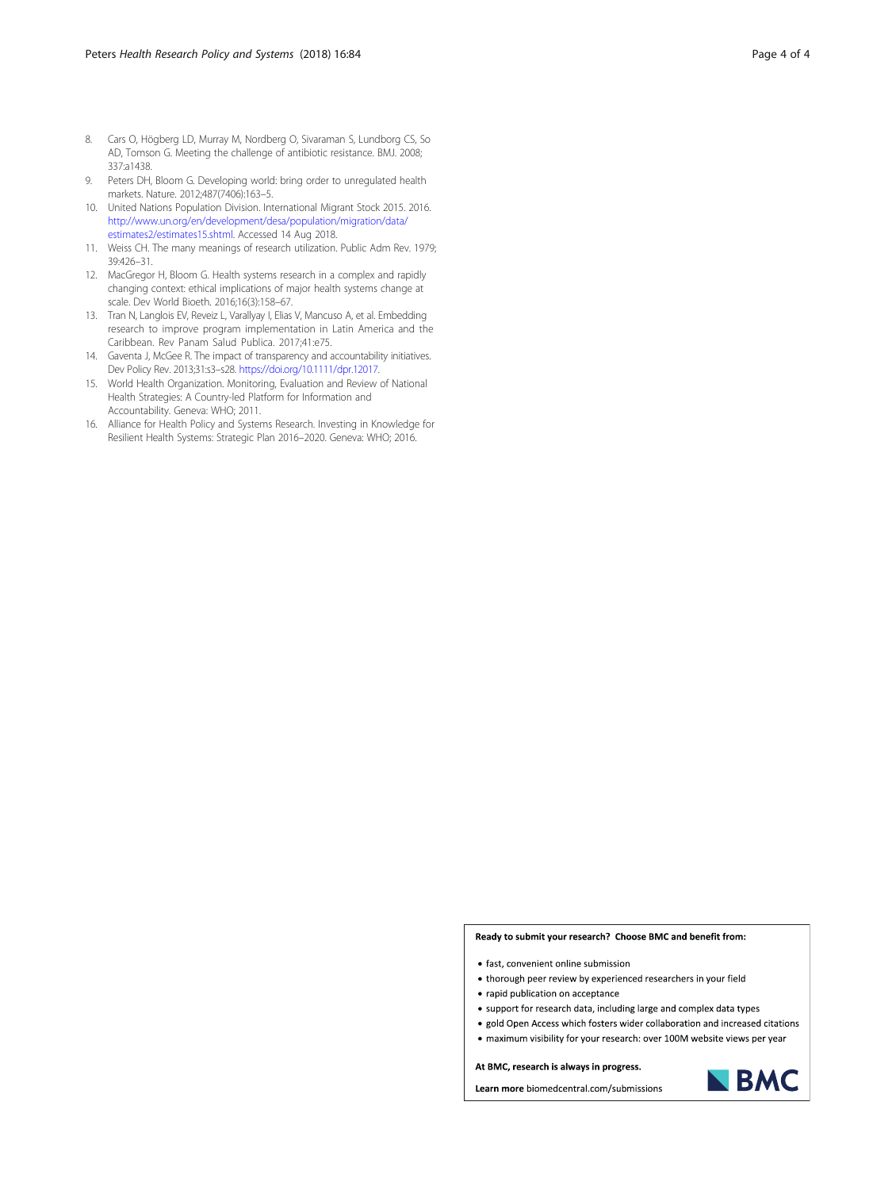8. Cars O, Högberg LD, Murray M, Nordberg O, Sivaraman S, Lundborg CS, So AD, Tomson G. Meeting the challenge of antibiotic resistance. BMJ. 2008; 337:a1438.
9. Peters DH, Bloom G. Developing world: bring order to unregulated health markets. Nature. 2012;487(7406):163–5.
10. United Nations Population Division. International Migrant Stock 2015. 2016. http://www.un.org/en/development/desa/population/migration/data/estimates2/estimates15.shtml. Accessed 14 Aug 2018.
11. Weiss CH. The many meanings of research utilization. Public Adm Rev. 1979; 39:426–31.
12. MacGregor H, Bloom G. Health systems research in a complex and rapidly changing context: ethical implications of major health systems change at scale. Dev World Bioeth. 2016;16(3):158–67.
13. Tran N, Langlois EV, Reveiz L, Varallyay I, Elias V, Mancuso A, et al. Embedding research to improve program implementation in Latin America and the Caribbean. Rev Panam Salud Publica. 2017;41:e75.
14. Gaventa J, McGee R. The impact of transparency and accountability initiatives. Dev Policy Rev. 2013;31:s3–s28. https://doi.org/10.1111/dpr.12017.
15. World Health Organization. Monitoring, Evaluation and Review of National Health Strategies: A Country-led Platform for Information and Accountability. Geneva: WHO; 2011.
16. Alliance for Health Policy and Systems Research. Investing in Knowledge for Resilient Health Systems: Strategic Plan 2016–2020. Geneva: WHO; 2016.

**Ready to submit your research? Choose BMC and benefit from:**

- fast, convenient online submission
- thorough peer review by experienced researchers in your field
- rapid publication on acceptance
- support for research data, including large and complex data types
- gold Open Access which fosters wider collaboration and increased citations
- maximum visibility for your research: over 100M website views per year

**At BMC, research is always in progress.**

**Learn more** biomedcentral.com/submissions

BMC